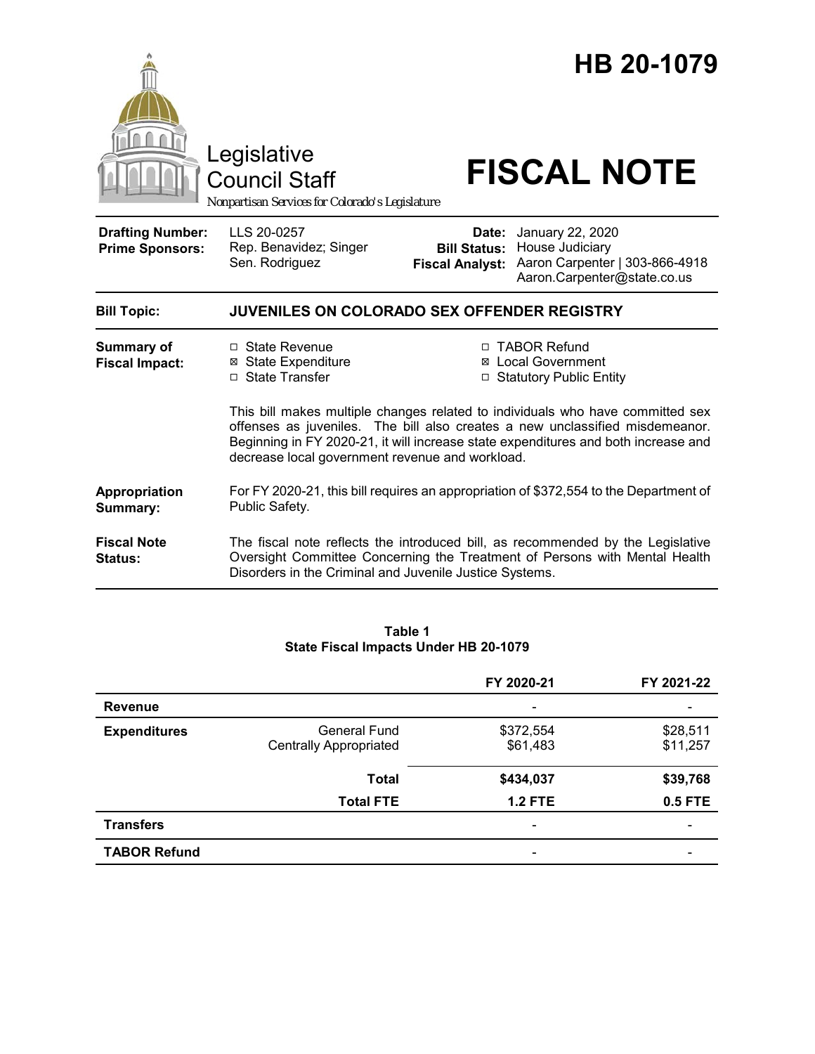# HB 20-1079

Legislative Council Staff

*Nonpartisan Services for Colorado's Legislature*

# FISCAL NOTE

| | | | |
|---|---|---|---|
| **Drafting Number:** | LLS 20-0257 | **Date:** | January 22, 2020 |
| **Prime Sponsors:** | Rep. Benavidez; Singer<br>Sen. Rodriguez | **Bill Status:** | House Judiciary |
| | | **Fiscal Analyst:** | Aaron Carpenter \| 303-866-4918<br>Aaron.Carpenter@state.co.us |

| | |
|---|---|
| **Bill Topic:** | **JUVENILES ON COLORADO SEX OFFENDER REGISTRY** |
| **Summary of Fiscal Impact:** | ☐ State Revenue<br>☒ State Expenditure<br>☐ State Transfer<br>☐ TABOR Refund<br>☒ Local Government<br>☐ Statutory Public Entity<br><br>This bill makes multiple changes related to individuals who have committed sex offenses as juveniles. The bill also creates a new unclassified misdemeanor. Beginning in FY 2020-21, it will increase state expenditures and both increase and decrease local government revenue and workload. |
| **Appropriation Summary:** | For FY 2020-21, this bill requires an appropriation of $372,554 to the Department of Public Safety. |
| **Fiscal Note Status:** | The fiscal note reflects the introduced bill, as recommended by the Legislative Oversight Committee Concerning the Treatment of Persons with Mental Health Disorders in the Criminal and Juvenile Justice Systems. |

**Table 1**
**State Fiscal Impacts Under HB 20-1079**

| | | FY 2020-21 | FY 2021-22 |
|---|---|---|---|
| **Revenue** | | - | - |
| **Expenditures** | General Fund | $372,554 | $28,511 |
| | Centrally Appropriated | $61,483 | $11,257 |
| | **Total** | **$434,037** | **$39,768** |
| | **Total FTE** | **1.2 FTE** | **0.5 FTE** |
| **Transfers** | | - | - |
| **TABOR Refund** | | - | - |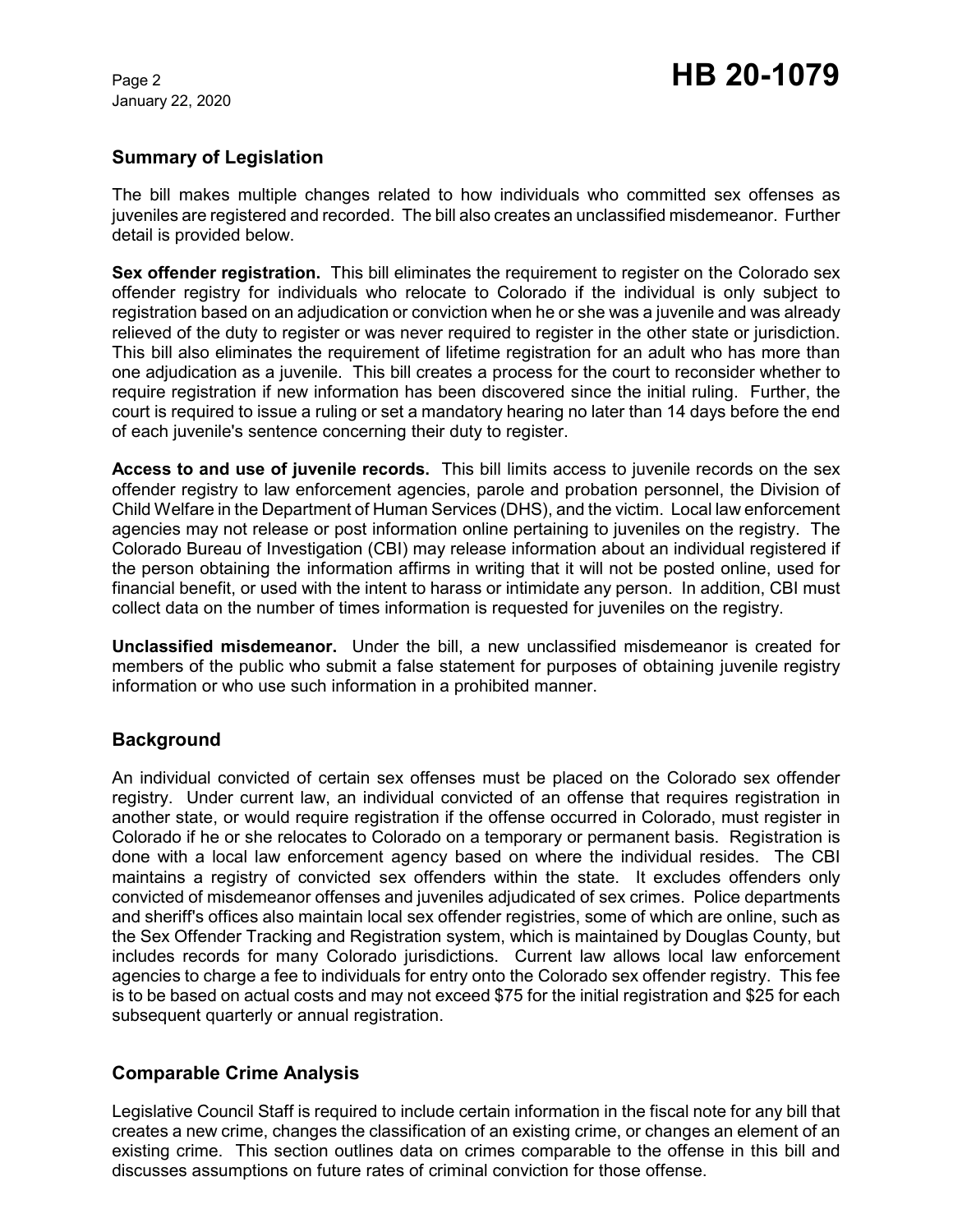## Summary of Legislation

The bill makes multiple changes related to how individuals who committed sex offenses as juveniles are registered and recorded. The bill also creates an unclassified misdemeanor. Further detail is provided below.

**Sex offender registration.** This bill eliminates the requirement to register on the Colorado sex offender registry for individuals who relocate to Colorado if the individual is only subject to registration based on an adjudication or conviction when he or she was a juvenile and was already relieved of the duty to register or was never required to register in the other state or jurisdiction. This bill also eliminates the requirement of lifetime registration for an adult who has more than one adjudication as a juvenile. This bill creates a process for the court to reconsider whether to require registration if new information has been discovered since the initial ruling. Further, the court is required to issue a ruling or set a mandatory hearing no later than 14 days before the end of each juvenile's sentence concerning their duty to register.

**Access to and use of juvenile records.** This bill limits access to juvenile records on the sex offender registry to law enforcement agencies, parole and probation personnel, the Division of Child Welfare in the Department of Human Services (DHS), and the victim. Local law enforcement agencies may not release or post information online pertaining to juveniles on the registry. The Colorado Bureau of Investigation (CBI) may release information about an individual registered if the person obtaining the information affirms in writing that it will not be posted online, used for financial benefit, or used with the intent to harass or intimidate any person. In addition, CBI must collect data on the number of times information is requested for juveniles on the registry.

**Unclassified misdemeanor.** Under the bill, a new unclassified misdemeanor is created for members of the public who submit a false statement for purposes of obtaining juvenile registry information or who use such information in a prohibited manner.

## Background

An individual convicted of certain sex offenses must be placed on the Colorado sex offender registry. Under current law, an individual convicted of an offense that requires registration in another state, or would require registration if the offense occurred in Colorado, must register in Colorado if he or she relocates to Colorado on a temporary or permanent basis. Registration is done with a local law enforcement agency based on where the individual resides. The CBI maintains a registry of convicted sex offenders within the state. It excludes offenders only convicted of misdemeanor offenses and juveniles adjudicated of sex crimes. Police departments and sheriff's offices also maintain local sex offender registries, some of which are online, such as the Sex Offender Tracking and Registration system, which is maintained by Douglas County, but includes records for many Colorado jurisdictions. Current law allows local law enforcement agencies to charge a fee to individuals for entry onto the Colorado sex offender registry. This fee is to be based on actual costs and may not exceed $75 for the initial registration and $25 for each subsequent quarterly or annual registration.

## Comparable Crime Analysis

Legislative Council Staff is required to include certain information in the fiscal note for any bill that creates a new crime, changes the classification of an existing crime, or changes an element of an existing crime. This section outlines data on crimes comparable to the offense in this bill and discusses assumptions on future rates of criminal conviction for those offense.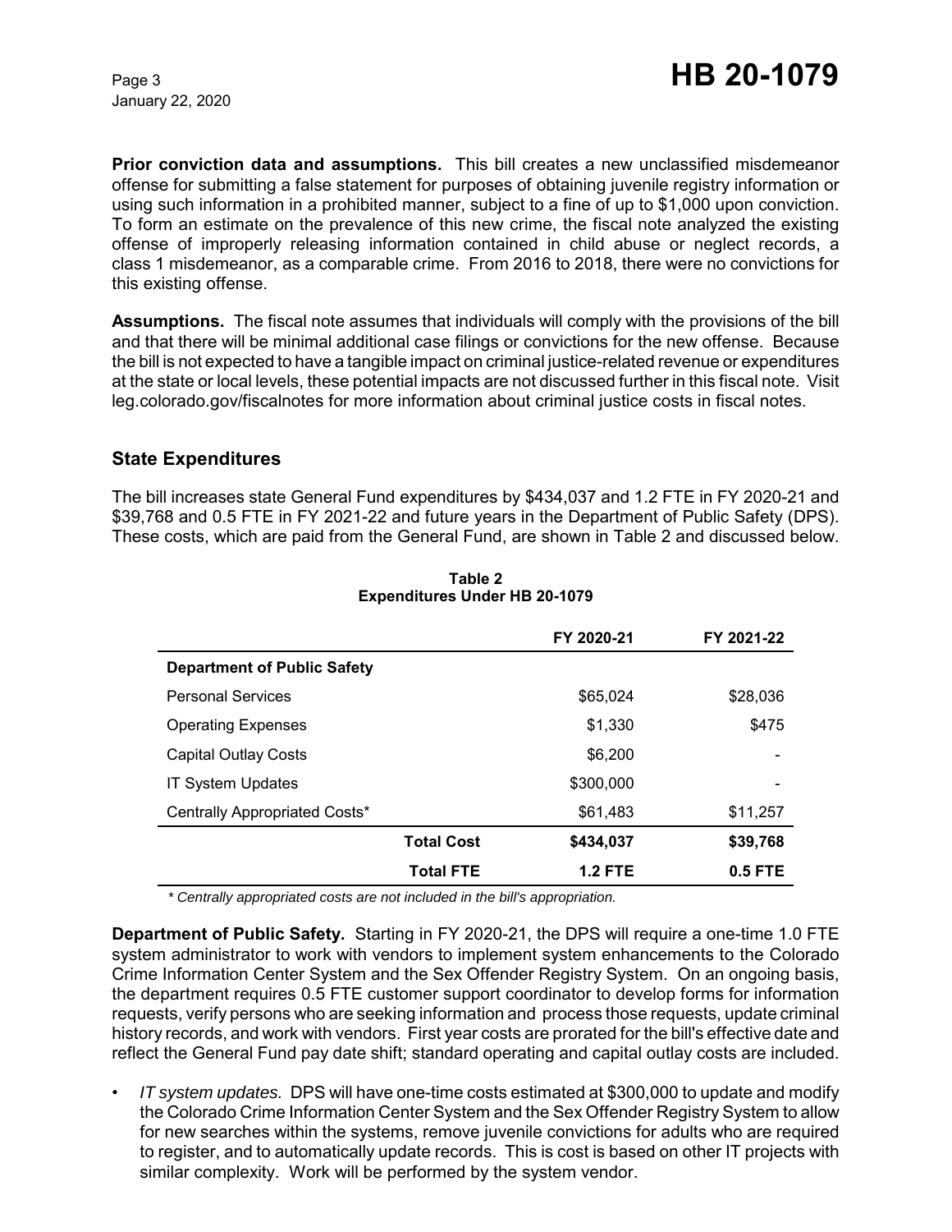**Prior conviction data and assumptions.** This bill creates a new unclassified misdemeanor offense for submitting a false statement for purposes of obtaining juvenile registry information or using such information in a prohibited manner, subject to a fine of up to $1,000 upon conviction. To form an estimate on the prevalence of this new crime, the fiscal note analyzed the existing offense of improperly releasing information contained in child abuse or neglect records, a class 1 misdemeanor, as a comparable crime. From 2016 to 2018, there were no convictions for this existing offense.

**Assumptions.** The fiscal note assumes that individuals will comply with the provisions of the bill and that there will be minimal additional case filings or convictions for the new offense. Because the bill is not expected to have a tangible impact on criminal justice-related revenue or expenditures at the state or local levels, these potential impacts are not discussed further in this fiscal note. Visit leg.colorado.gov/fiscalnotes for more information about criminal justice costs in fiscal notes.

## State Expenditures

The bill increases state General Fund expenditures by $434,037 and 1.2 FTE in FY 2020-21 and $39,768 and 0.5 FTE in FY 2021-22 and future years in the Department of Public Safety (DPS). These costs, which are paid from the General Fund, are shown in Table 2 and discussed below.

**Table 2**
**Expenditures Under HB 20-1079**

| | FY 2020-21 | FY 2021-22 |
|---|---|---|
| **Department of Public Safety** | | |
| Personal Services | $65,024 | $28,036 |
| Operating Expenses | $1,330 | $475 |
| Capital Outlay Costs | $6,200 | - |
| IT System Updates | $300,000 | - |
| Centrally Appropriated Costs* | $61,483 | $11,257 |
| **Total Cost** | **$434,037** | **$39,768** |
| **Total FTE** | **1.2 FTE** | **0.5 FTE** |

*\* Centrally appropriated costs are not included in the bill's appropriation.*

**Department of Public Safety.** Starting in FY 2020-21, the DPS will require a one-time 1.0 FTE system administrator to work with vendors to implement system enhancements to the Colorado Crime Information Center System and the Sex Offender Registry System. On an ongoing basis, the department requires 0.5 FTE customer support coordinator to develop forms for information requests, verify persons who are seeking information and process those requests, update criminal history records, and work with vendors. First year costs are prorated for the bill's effective date and reflect the General Fund pay date shift; standard operating and capital outlay costs are included.

- *IT system updates.* DPS will have one-time costs estimated at $300,000 to update and modify the Colorado Crime Information Center System and the Sex Offender Registry System to allow for new searches within the systems, remove juvenile convictions for adults who are required to register, and to automatically update records. This is cost is based on other IT projects with similar complexity. Work will be performed by the system vendor.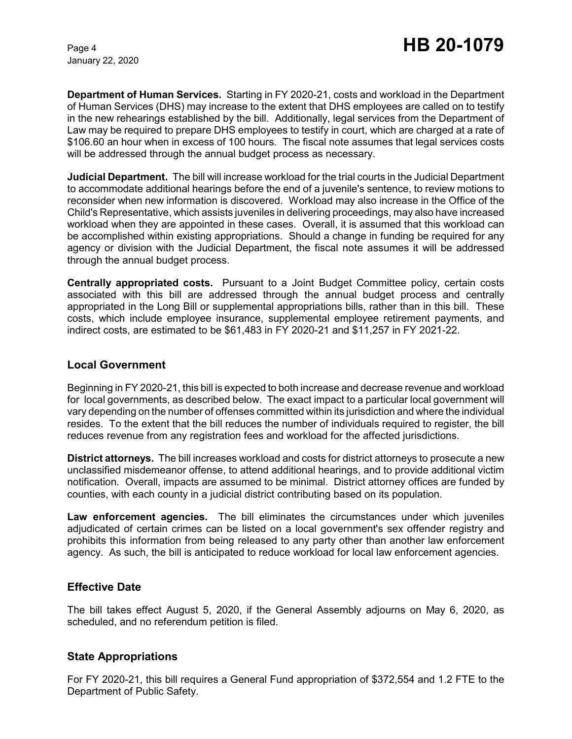**Department of Human Services.** Starting in FY 2020-21, costs and workload in the Department of Human Services (DHS) may increase to the extent that DHS employees are called on to testify in the new rehearings established by the bill. Additionally, legal services from the Department of Law may be required to prepare DHS employees to testify in court, which are charged at a rate of $106.60 an hour when in excess of 100 hours. The fiscal note assumes that legal services costs will be addressed through the annual budget process as necessary.

**Judicial Department.** The bill will increase workload for the trial courts in the Judicial Department to accommodate additional hearings before the end of a juvenile's sentence, to review motions to reconsider when new information is discovered. Workload may also increase in the Office of the Child's Representative, which assists juveniles in delivering proceedings, may also have increased workload when they are appointed in these cases. Overall, it is assumed that this workload can be accomplished within existing appropriations. Should a change in funding be required for any agency or division with the Judicial Department, the fiscal note assumes it will be addressed through the annual budget process.

**Centrally appropriated costs.** Pursuant to a Joint Budget Committee policy, certain costs associated with this bill are addressed through the annual budget process and centrally appropriated in the Long Bill or supplemental appropriations bills, rather than in this bill. These costs, which include employee insurance, supplemental employee retirement payments, and indirect costs, are estimated to be $61,483 in FY 2020-21 and $11,257 in FY 2021-22.

## Local Government

Beginning in FY 2020-21, this bill is expected to both increase and decrease revenue and workload for local governments, as described below. The exact impact to a particular local government will vary depending on the number of offenses committed within its jurisdiction and where the individual resides. To the extent that the bill reduces the number of individuals required to register, the bill reduces revenue from any registration fees and workload for the affected jurisdictions.

**District attorneys.** The bill increases workload and costs for district attorneys to prosecute a new unclassified misdemeanor offense, to attend additional hearings, and to provide additional victim notification. Overall, impacts are assumed to be minimal. District attorney offices are funded by counties, with each county in a judicial district contributing based on its population.

**Law enforcement agencies.** The bill eliminates the circumstances under which juveniles adjudicated of certain crimes can be listed on a local government's sex offender registry and prohibits this information from being released to any party other than another law enforcement agency. As such, the bill is anticipated to reduce workload for local law enforcement agencies.

## Effective Date

The bill takes effect August 5, 2020, if the General Assembly adjourns on May 6, 2020, as scheduled, and no referendum petition is filed.

## State Appropriations

For FY 2020-21, this bill requires a General Fund appropriation of $372,554 and 1.2 FTE to the Department of Public Safety.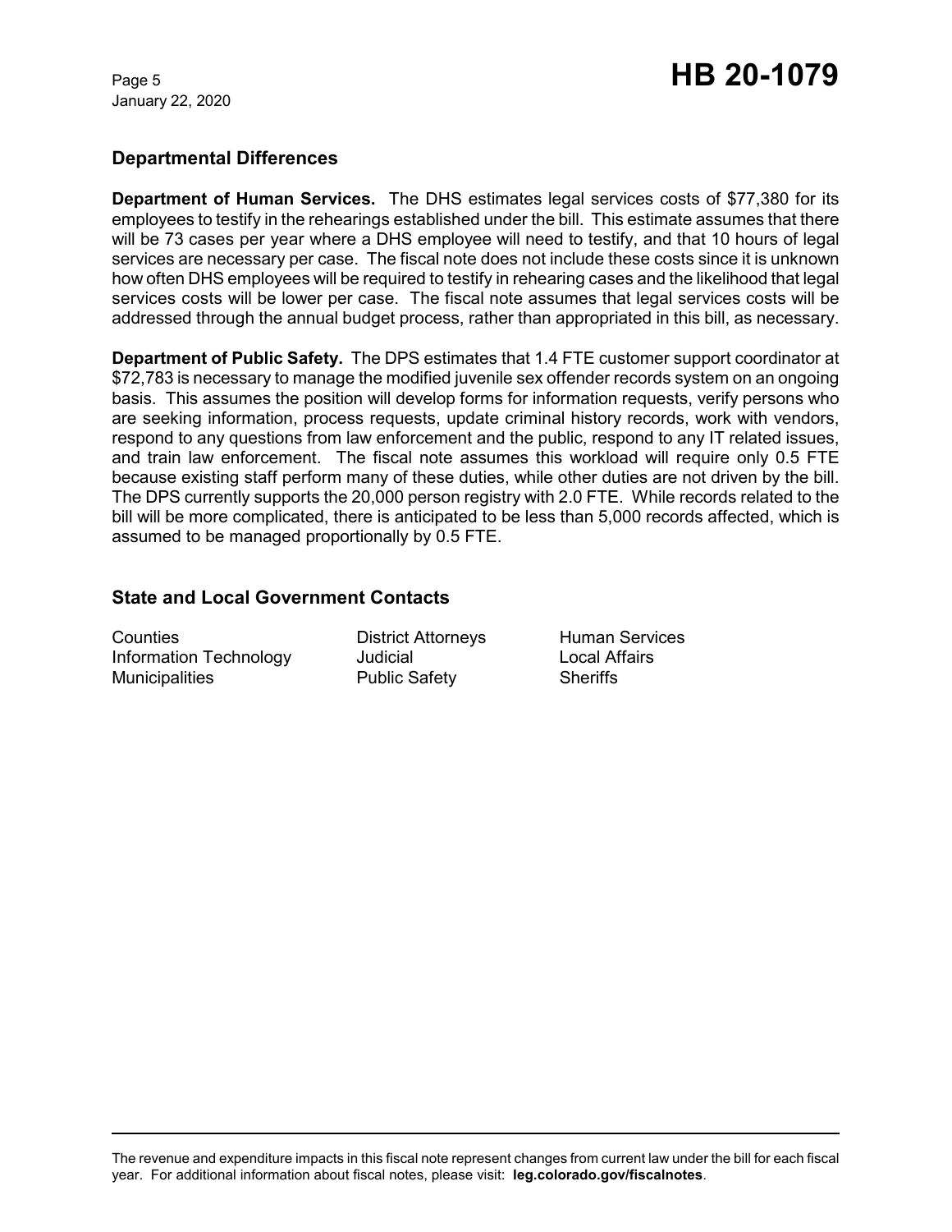## Departmental Differences

**Department of Human Services.** The DHS estimates legal services costs of $77,380 for its employees to testify in the rehearings established under the bill. This estimate assumes that there will be 73 cases per year where a DHS employee will need to testify, and that 10 hours of legal services are necessary per case. The fiscal note does not include these costs since it is unknown how often DHS employees will be required to testify in rehearing cases and the likelihood that legal services costs will be lower per case. The fiscal note assumes that legal services costs will be addressed through the annual budget process, rather than appropriated in this bill, as necessary.

**Department of Public Safety.** The DPS estimates that 1.4 FTE customer support coordinator at $72,783 is necessary to manage the modified juvenile sex offender records system on an ongoing basis. This assumes the position will develop forms for information requests, verify persons who are seeking information, process requests, update criminal history records, work with vendors, respond to any questions from law enforcement and the public, respond to any IT related issues, and train law enforcement. The fiscal note assumes this workload will require only 0.5 FTE because existing staff perform many of these duties, while other duties are not driven by the bill. The DPS currently supports the 20,000 person registry with 2.0 FTE. While records related to the bill will be more complicated, there is anticipated to be less than 5,000 records affected, which is assumed to be managed proportionally by 0.5 FTE.

## State and Local Government Contacts

| | | |
|---|---|---|
| Counties | District Attorneys | Human Services |
| Information Technology | Judicial | Local Affairs |
| Municipalities | Public Safety | Sheriffs |

The revenue and expenditure impacts in this fiscal note represent changes from current law under the bill for each fiscal year. For additional information about fiscal notes, please visit: **leg.colorado.gov/fiscalnotes**.